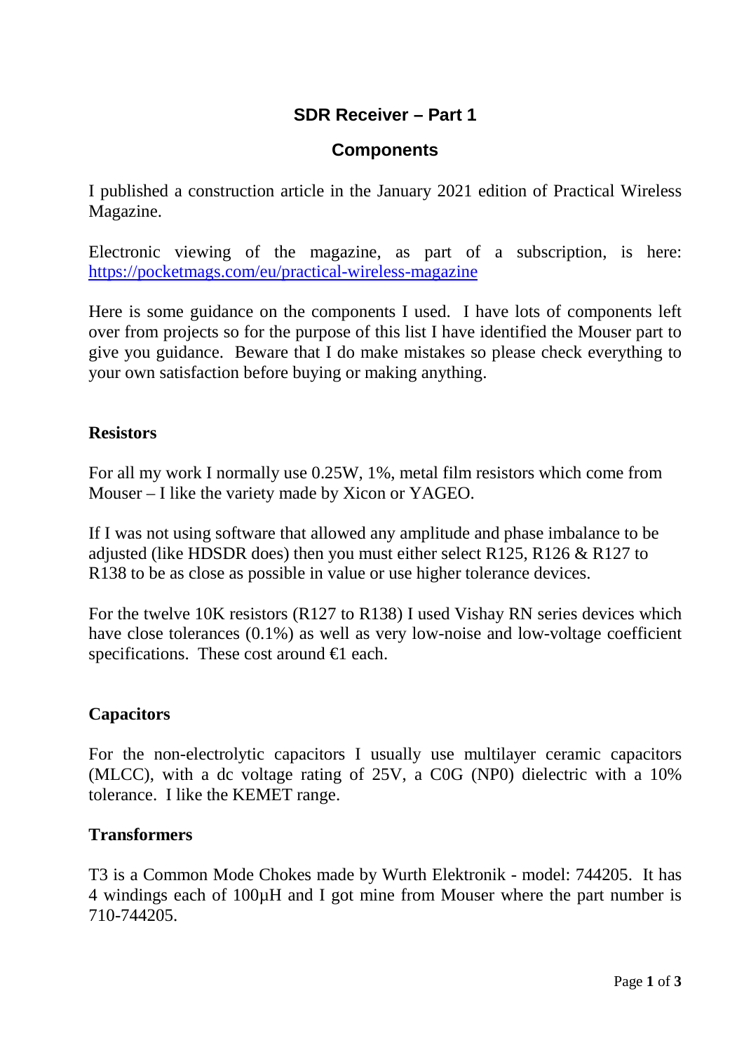# SDR Receiver – Part 1

## Components

I published a construction article in the January 2021 edition of Practical Wireless Magazine.

Electronic viewing of the magazine, as part of a subscription, is here: [https://pocketmags.com/eu/practical-wireless-magazine](https://pocketmags.com/eu/practical-wireless-magazine)

Here is some guidance on the components I used. I have lots of components left over from projects so for the purpose of this list I have identified the Mouser part to give you guidance. Beware that I do make mistakes so please check everything to your own satisfaction before buying or making anything.

### Resistors

For all my work I normally use 0.25W, 1%, metal film resistors which come from Mouser – I like the variety made by Xicon or YAGEO.

If I was not using software that allowed any amplitude and phase imbalance to be adjusted (like HDSDR does) then you must either select R125, R126 & R127 to R138 to be as close as possible in value or use higher tolerance devices.

For the twelve 10K resistors (R127 to R138) I used Vishay RN series devices which have close tolerances (0.1%) as well as very low-noise and low-voltage coefficient specifications. These cost around €1 each.

### Capacitors

For the non-electrolytic capacitors I usually use multilayer ceramic capacitors (MLCC), with a dc voltage rating of 25V, a C0G (NP0) dielectric with a 10% tolerance. I like the KEMET range.

### Transformers

T3 is a Common Mode Chokes made by Wurth Elektronik - model: 744205. It has 4 windings each of 100µH and I got mine from Mouser where the part number is 710-744205.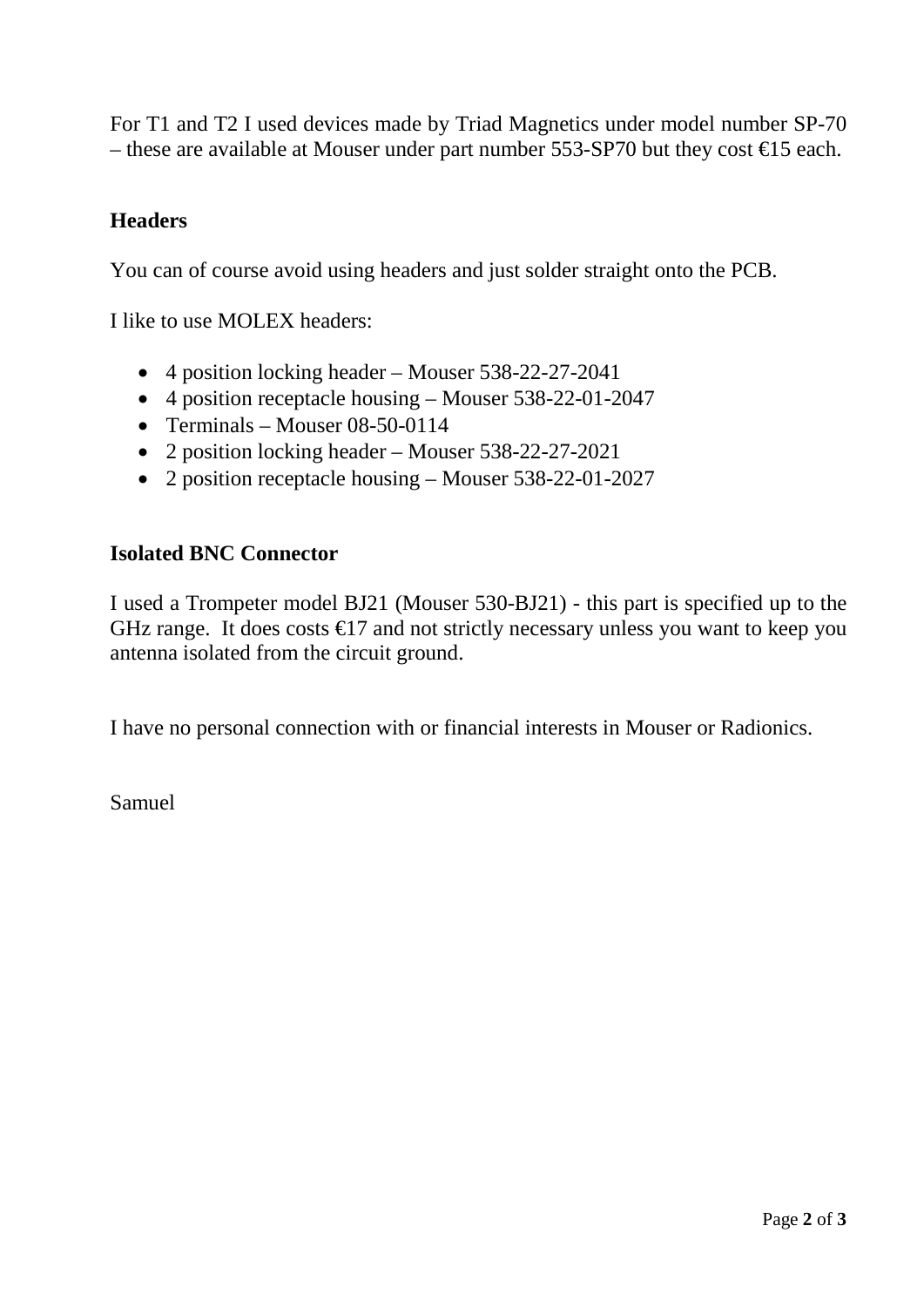For T1 and T2 I used devices made by Triad Magnetics under model number SP-70 – these are available at Mouser under part number 553-SP70 but they cost €15 each.

## Headers

You can of course avoid using headers and just solder straight onto the PCB.

I like to use MOLEX headers:

- 4 position locking header – Mouser 538-22-27-2041
- 4 position receptacle housing – Mouser 538-22-01-2047
- Terminals – Mouser 08-50-0114
- 2 position locking header – Mouser 538-22-27-2021
- 2 position receptacle housing – Mouser 538-22-01-2027

## Isolated BNC Connector

I used a Trompeter model BJ21 (Mouser 530-BJ21) - this part is specified up to the GHz range. It does costs €17 and not strictly necessary unless you want to keep you antenna isolated from the circuit ground.

I have no personal connection with or financial interests in Mouser or Radionics.

Samuel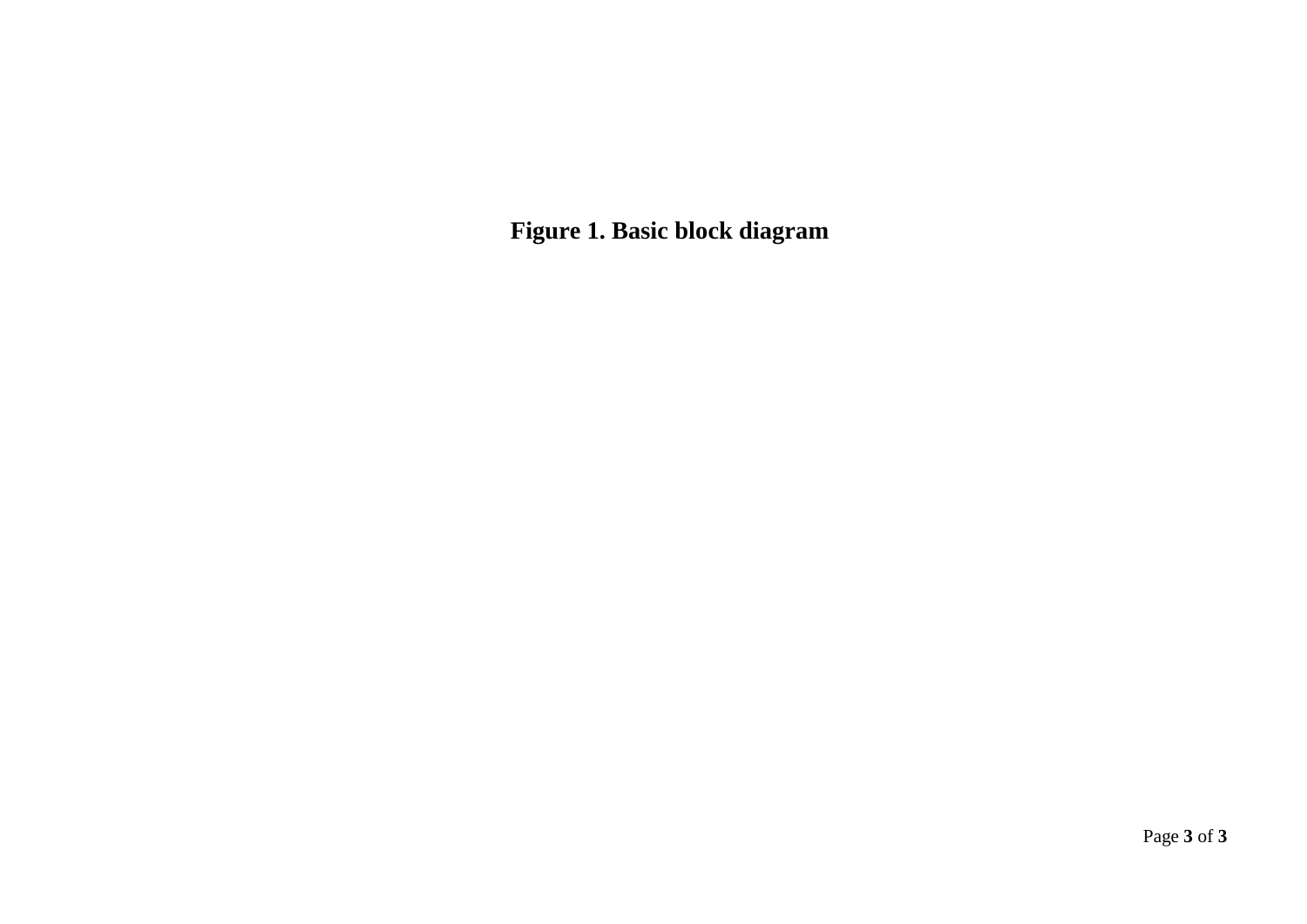**Figure 1. Basic block diagram**